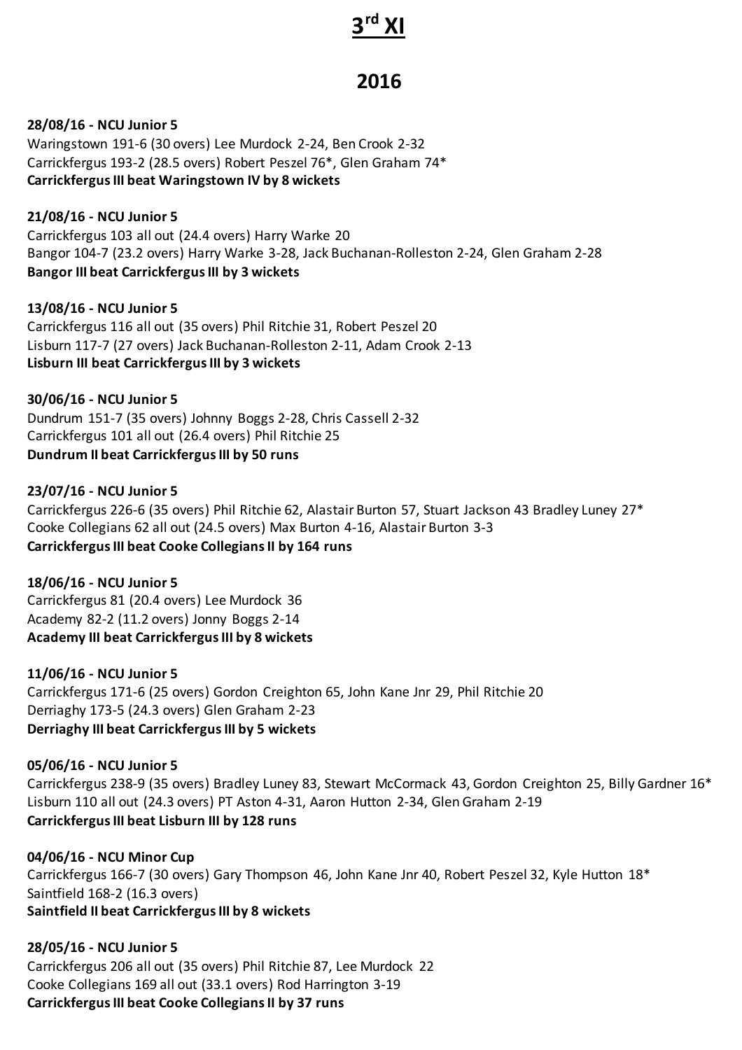# 3[rd] XI

## 2016

**28/08/16 - NCU Junior 5**
Waringstown 191-6 (30 overs) Lee Murdock 2-24, Ben Crook 2-32
Carrickfergus 193-2 (28.5 overs) Robert Peszel 76*, Glen Graham 74*
**Carrickfergus III beat Waringstown IV by 8 wickets**

**21/08/16 - NCU Junior 5**
Carrickfergus 103 all out (24.4 overs) Harry Warke 20
Bangor 104-7 (23.2 overs) Harry Warke 3-28, Jack Buchanan-Rolleston 2-24, Glen Graham 2-28
**Bangor III beat Carrickfergus III by 3 wickets**

**13/08/16 - NCU Junior 5**
Carrickfergus 116 all out (35 overs) Phil Ritchie 31, Robert Peszel 20
Lisburn 117-7 (27 overs) Jack Buchanan-Rolleston 2-11, Adam Crook 2-13
**Lisburn III beat Carrickfergus III by 3 wickets**

**30/06/16 - NCU Junior 5**
Dundrum 151-7 (35 overs) Johnny Boggs 2-28, Chris Cassell 2-32
Carrickfergus 101 all out (26.4 overs) Phil Ritchie 25
**Dundrum II beat Carrickfergus III by 50 runs**

**23/07/16 - NCU Junior 5**
Carrickfergus 226-6 (35 overs) Phil Ritchie 62, Alastair Burton 57, Stuart Jackson 43 Bradley Luney 27*
Cooke Collegians 62 all out (24.5 overs) Max Burton 4-16, Alastair Burton 3-3
**Carrickfergus III beat Cooke Collegians II by 164 runs**

**18/06/16 - NCU Junior 5**
Carrickfergus 81 (20.4 overs) Lee Murdock 36
Academy 82-2 (11.2 overs) Jonny Boggs 2-14
**Academy III beat Carrickfergus III by 8 wickets**

**11/06/16 - NCU Junior 5**
Carrickfergus 171-6 (25 overs) Gordon Creighton 65, John Kane Jnr 29, Phil Ritchie 20
Derriaghy 173-5 (24.3 overs) Glen Graham 2-23
**Derriaghy III beat Carrickfergus III by 5 wickets**

**05/06/16 - NCU Junior 5**
Carrickfergus 238-9 (35 overs) Bradley Luney 83, Stewart McCormack 43, Gordon Creighton 25, Billy Gardner 16*
Lisburn 110 all out (24.3 overs) PT Aston 4-31, Aaron Hutton 2-34, Glen Graham 2-19
**Carrickfergus III beat Lisburn III by 128 runs**

**04/06/16 - NCU Minor Cup**
Carrickfergus 166-7 (30 overs) Gary Thompson 46, John Kane Jnr 40, Robert Peszel 32, Kyle Hutton 18*
Saintfield 168-2 (16.3 overs)
**Saintfield II beat Carrickfergus III by 8 wickets**

**28/05/16 - NCU Junior 5**
Carrickfergus 206 all out (35 overs) Phil Ritchie 87, Lee Murdock 22
Cooke Collegians 169 all out (33.1 overs) Rod Harrington 3-19
**Carrickfergus III beat Cooke Collegians II by 37 runs**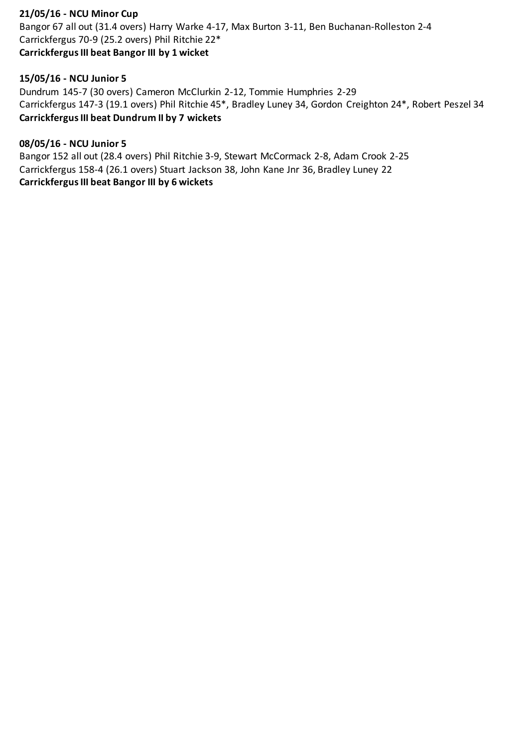**21/05/16 - NCU Minor Cup**

Bangor 67 all out (31.4 overs) Harry Warke 4-17, Max Burton 3-11, Ben Buchanan-Rolleston 2-4
Carrickfergus 70-9 (25.2 overs) Phil Ritchie 22*
**Carrickfergus III beat Bangor III by 1 wicket**

**15/05/16 - NCU Junior 5**

Dundrum 145-7 (30 overs) Cameron McClurkin 2-12, Tommie Humphries 2-29
Carrickfergus 147-3 (19.1 overs) Phil Ritchie 45*, Bradley Luney 34, Gordon Creighton 24*, Robert Peszel 34
**Carrickfergus III beat Dundrum II by 7 wickets**

**08/05/16 - NCU Junior 5**

Bangor 152 all out (28.4 overs) Phil Ritchie 3-9, Stewart McCormack 2-8, Adam Crook 2-25
Carrickfergus 158-4 (26.1 overs) Stuart Jackson 38, John Kane Jnr 36, Bradley Luney 22
**Carrickfergus III beat Bangor III by 6 wickets**